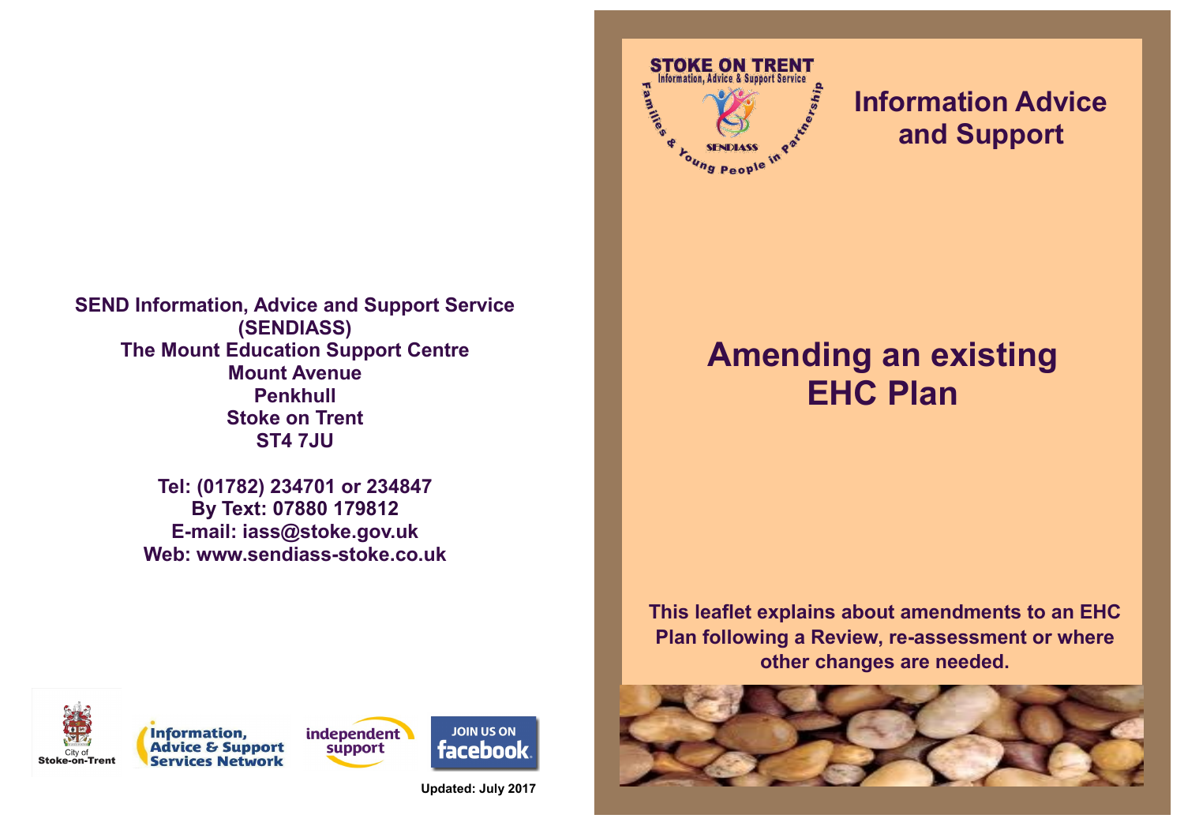SEND Information, Advice and Support Service (SENDIASS)
The Mount Education Support Centre
Mount Avenue
Penkhull
Stoke on Trent
ST4 7JU

Tel: (01782) 234701 or 234847
By Text: 07880 179812
E-mail: iass@stoke.gov.uk
Web: www.sendiass-stoke.co.uk

Updated: July 2017

STOKE ON TRENT
Information, Advice & Support Service
Families & Young People in Partnership
SENDIASS

## Information Advice and Support

# Amending an existing EHC Plan

**This leaflet explains about amendments to an EHC Plan following a Review, re-assessment or where other changes are needed.**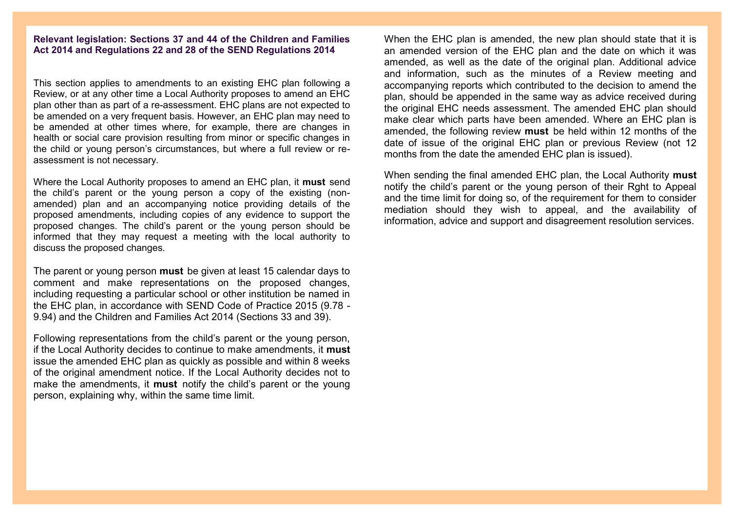**Relevant legislation: Sections 37 and 44 of the Children and Families Act 2014 and Regulations 22 and 28 of the SEND Regulations 2014**

This section applies to amendments to an existing EHC plan following a Review, or at any other time a Local Authority proposes to amend an EHC plan other than as part of a re-assessment. EHC plans are not expected to be amended on a very frequent basis. However, an EHC plan may need to be amended at other times where, for example, there are changes in health or social care provision resulting from minor or specific changes in the child or young person's circumstances, but where a full review or re-assessment is not necessary.

Where the Local Authority proposes to amend an EHC plan, it **must** send the child's parent or the young person a copy of the existing (non-amended) plan and an accompanying notice providing details of the proposed amendments, including copies of any evidence to support the proposed changes. The child's parent or the young person should be informed that they may request a meeting with the local authority to discuss the proposed changes.

The parent or young person **must** be given at least 15 calendar days to comment and make representations on the proposed changes, including requesting a particular school or other institution be named in the EHC plan, in accordance with SEND Code of Practice 2015 (9.78 - 9.94) and the Children and Families Act 2014 (Sections 33 and 39).

Following representations from the child's parent or the young person, if the Local Authority decides to continue to make amendments, it **must** issue the amended EHC plan as quickly as possible and within 8 weeks of the original amendment notice. If the Local Authority decides not to make the amendments, it **must** notify the child's parent or the young person, explaining why, within the same time limit.

When the EHC plan is amended, the new plan should state that it is an amended version of the EHC plan and the date on which it was amended, as well as the date of the original plan. Additional advice and information, such as the minutes of a Review meeting and accompanying reports which contributed to the decision to amend the plan, should be appended in the same way as advice received during the original EHC needs assessment. The amended EHC plan should make clear which parts have been amended. Where an EHC plan is amended, the following review **must** be held within 12 months of the date of issue of the original EHC plan or previous Review (not 12 months from the date the amended EHC plan is issued).

When sending the final amended EHC plan, the Local Authority **must** notify the child's parent or the young person of their Rght to Appeal and the time limit for doing so, of the requirement for them to consider mediation should they wish to appeal, and the availability of information, advice and support and disagreement resolution services.